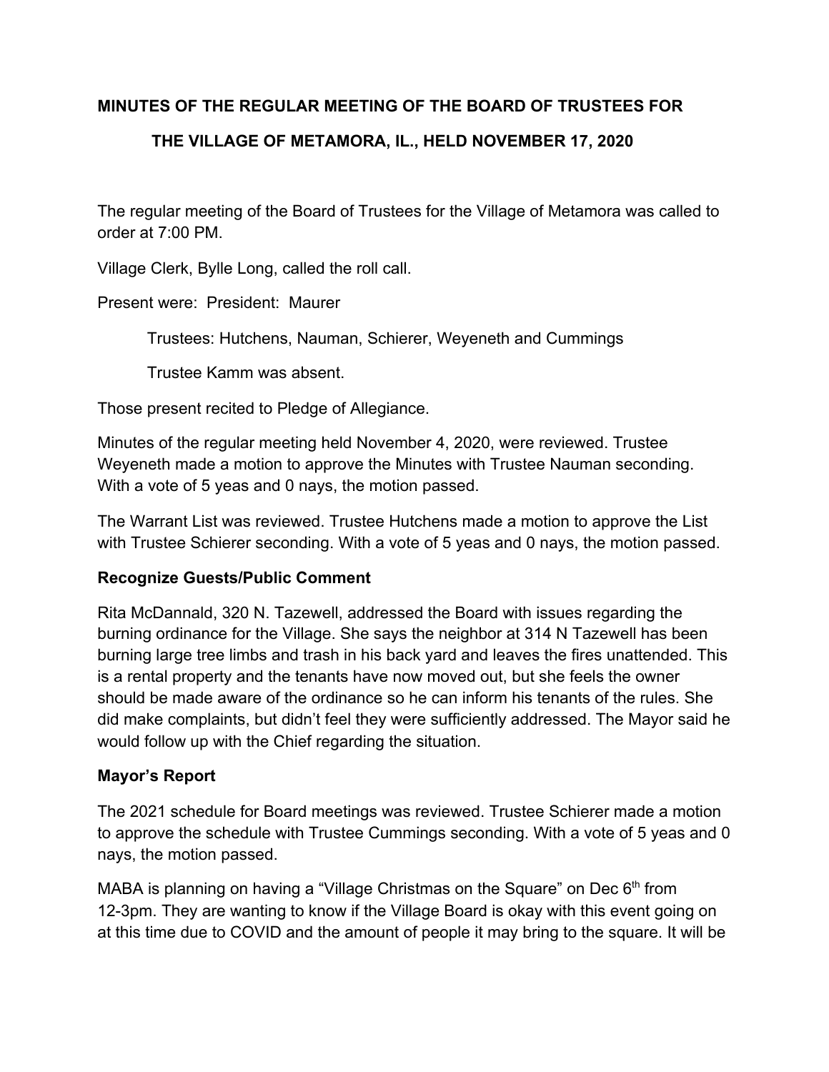**MINUTES OF THE REGULAR MEETING OF THE BOARD OF TRUSTEES FOR THE VILLAGE OF METAMORA, IL., HELD NOVEMBER 17, 2020**

The regular meeting of the Board of Trustees for the Village of Metamora was called to order at 7:00 PM.

Village Clerk, Bylle Long, called the roll call.

Present were: President: Maurer

Trustees: Hutchens, Nauman, Schierer, Weyeneth and Cummings

Trustee Kamm was absent.

Those present recited to Pledge of Allegiance.

Minutes of the regular meeting held November 4, 2020, were reviewed. Trustee Weyeneth made a motion to approve the Minutes with Trustee Nauman seconding. With a vote of 5 yeas and 0 nays, the motion passed.

The Warrant List was reviewed. Trustee Hutchens made a motion to approve the List with Trustee Schierer seconding. With a vote of 5 yeas and 0 nays, the motion passed.

**Recognize Guests/Public Comment**

Rita McDannald, 320 N. Tazewell, addressed the Board with issues regarding the burning ordinance for the Village. She says the neighbor at 314 N Tazewell has been burning large tree limbs and trash in his back yard and leaves the fires unattended. This is a rental property and the tenants have now moved out, but she feels the owner should be made aware of the ordinance so he can inform his tenants of the rules. She did make complaints, but didn't feel they were sufficiently addressed. The Mayor said he would follow up with the Chief regarding the situation.

**Mayor's Report**

The 2021 schedule for Board meetings was reviewed. Trustee Schierer made a motion to approve the schedule with Trustee Cummings seconding. With a vote of 5 yeas and 0 nays, the motion passed.

MABA is planning on having a "Village Christmas on the Square" on Dec 6th from 12-3pm. They are wanting to know if the Village Board is okay with this event going on at this time due to COVID and the amount of people it may bring to the square. It will be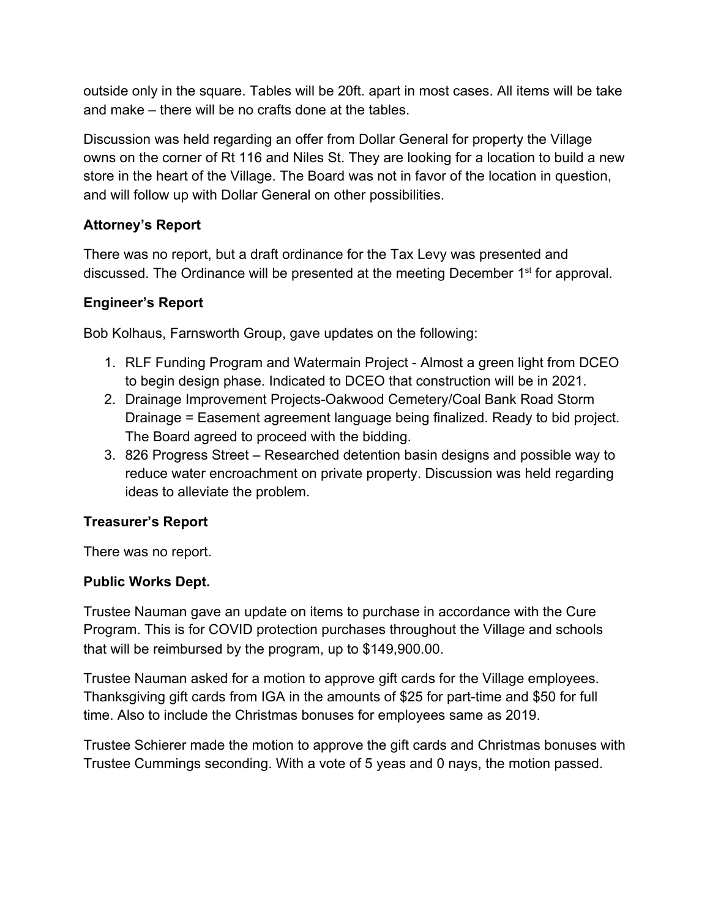outside only in the square. Tables will be 20ft. apart in most cases. All items will be take and make – there will be no crafts done at the tables.

Discussion was held regarding an offer from Dollar General for property the Village owns on the corner of Rt 116 and Niles St. They are looking for a location to build a new store in the heart of the Village. The Board was not in favor of the location in question, and will follow up with Dollar General on other possibilities.

### Attorney's Report

There was no report, but a draft ordinance for the Tax Levy was presented and discussed. The Ordinance will be presented at the meeting December 1st for approval.

### Engineer's Report

Bob Kolhaus, Farnsworth Group, gave updates on the following:

1. RLF Funding Program and Watermain Project - Almost a green light from DCEO to begin design phase. Indicated to DCEO that construction will be in 2021.
2. Drainage Improvement Projects-Oakwood Cemetery/Coal Bank Road Storm Drainage = Easement agreement language being finalized. Ready to bid project. The Board agreed to proceed with the bidding.
3. 826 Progress Street – Researched detention basin designs and possible way to reduce water encroachment on private property. Discussion was held regarding ideas to alleviate the problem.

### Treasurer's Report

There was no report.

### Public Works Dept.

Trustee Nauman gave an update on items to purchase in accordance with the Cure Program. This is for COVID protection purchases throughout the Village and schools that will be reimbursed by the program, up to $149,900.00.

Trustee Nauman asked for a motion to approve gift cards for the Village employees. Thanksgiving gift cards from IGA in the amounts of $25 for part-time and $50 for full time. Also to include the Christmas bonuses for employees same as 2019.

Trustee Schierer made the motion to approve the gift cards and Christmas bonuses with Trustee Cummings seconding. With a vote of 5 yeas and 0 nays, the motion passed.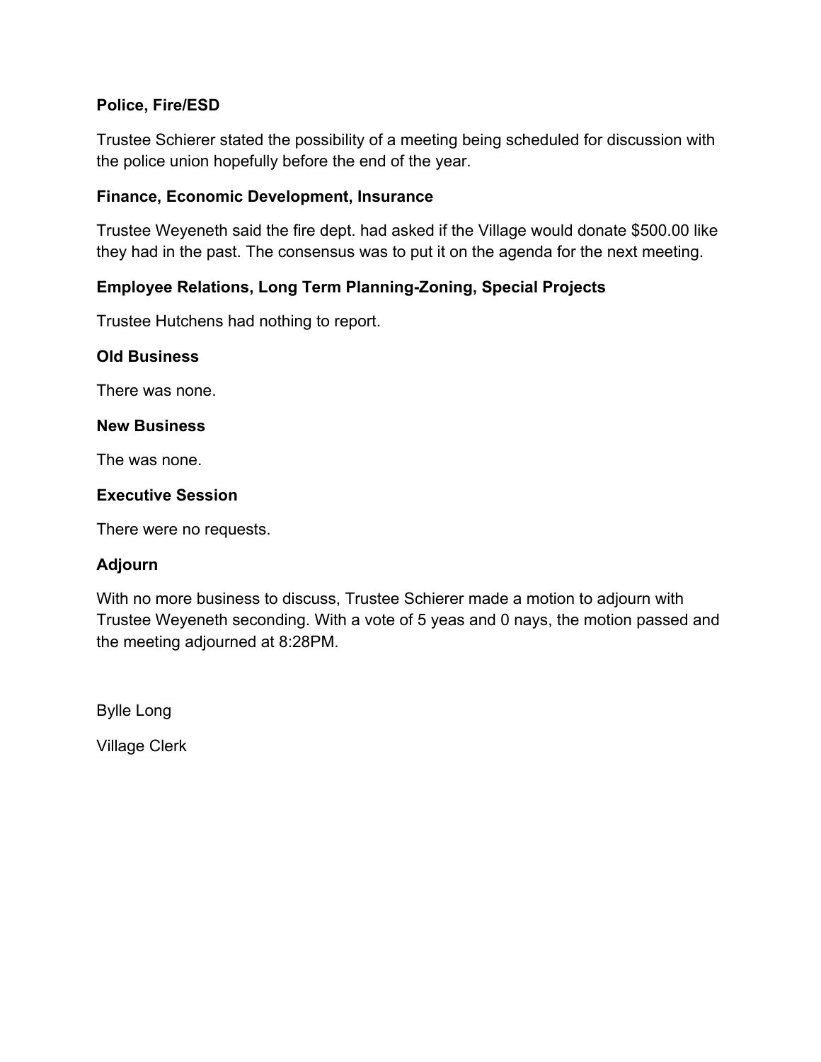**Police, Fire/ESD**

Trustee Schierer stated the possibility of a meeting being scheduled for discussion with the police union hopefully before the end of the year.

**Finance, Economic Development, Insurance**

Trustee Weyeneth said the fire dept. had asked if the Village would donate $500.00 like they had in the past. The consensus was to put it on the agenda for the next meeting.

**Employee Relations, Long Term Planning-Zoning, Special Projects**

Trustee Hutchens had nothing to report.

**Old Business**

There was none.

**New Business**

The was none.

**Executive Session**

There were no requests.

**Adjourn**

With no more business to discuss, Trustee Schierer made a motion to adjourn with Trustee Weyeneth seconding. With a vote of 5 yeas and 0 nays, the motion passed and the meeting adjourned at 8:28PM.

Bylle Long

Village Clerk